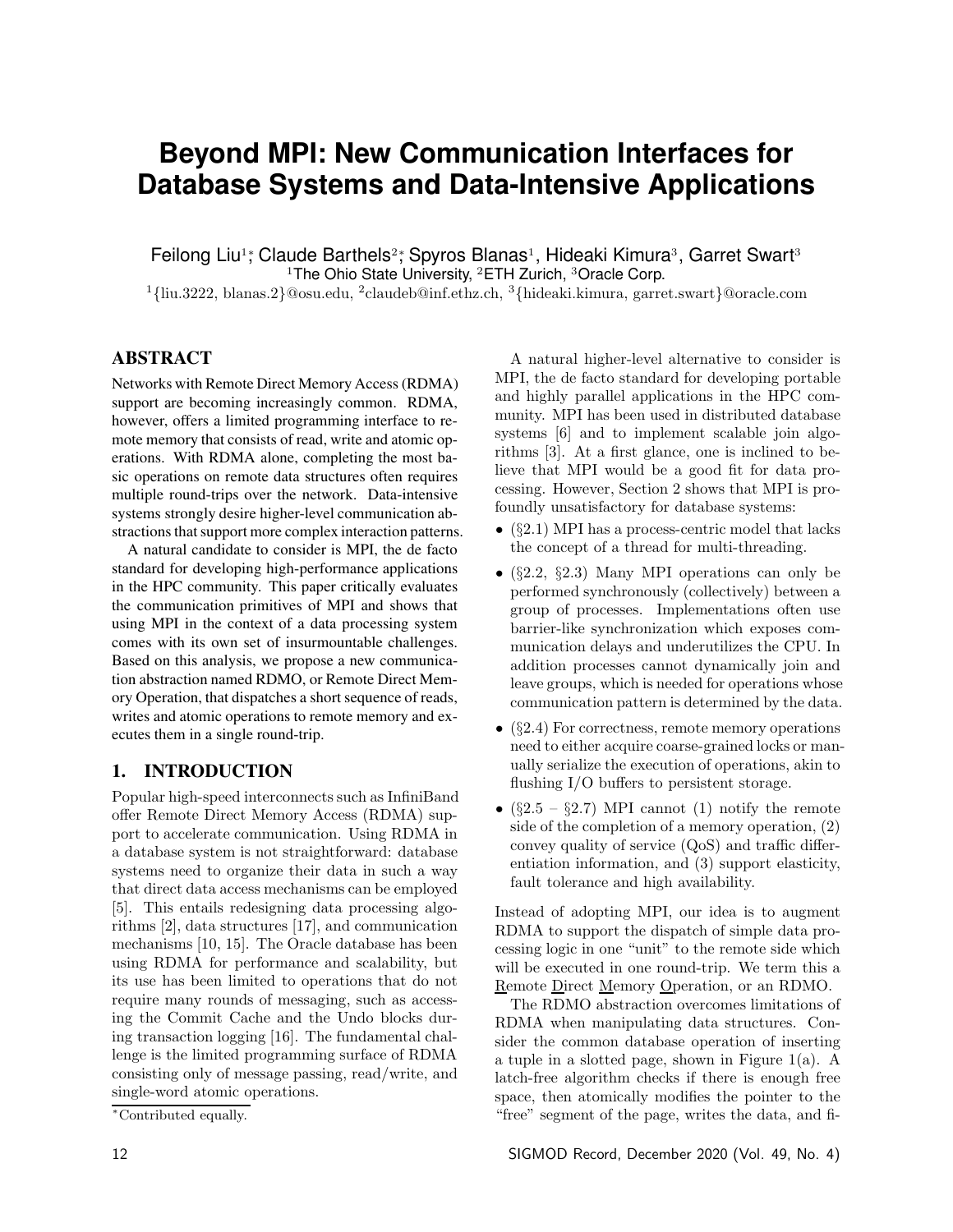# Beyond MPI: New Communication Interfaces for Database Systems and Data-Intensive Applications

Feilong Liu[1]*, Claude Barthels[2]*, Spyros Blanas[1], Hideaki Kimura[3], Garret Swart[3]

[1]The Ohio State University, [2]ETH Zurich, [3]Oracle Corp.

[1]{liu.3222, blanas.2}@osu.edu, [2]claudeb@inf.ethz.ch, [3]{hideaki.kimura, garret.swart}@oracle.com

## ABSTRACT

Networks with Remote Direct Memory Access (RDMA) support are becoming increasingly common. RDMA, however, offers a limited programming interface to remote memory that consists of read, write and atomic operations. With RDMA alone, completing the most basic operations on remote data structures often requires multiple round-trips over the network. Data-intensive systems strongly desire higher-level communication abstractions that support more complex interaction patterns.

A natural candidate to consider is MPI, the de facto standard for developing high-performance applications in the HPC community. This paper critically evaluates the communication primitives of MPI and shows that using MPI in the context of a data processing system comes with its own set of insurmountable challenges. Based on this analysis, we propose a new communication abstraction named RDMO, or Remote Direct Memory Operation, that dispatches a short sequence of reads, writes and atomic operations to remote memory and executes them in a single round-trip.

## 1. INTRODUCTION

Popular high-speed interconnects such as InfiniBand offer Remote Direct Memory Access (RDMA) support to accelerate communication. Using RDMA in a database system is not straightforward: database systems need to organize their data in such a way that direct data access mechanisms can be employed [5]. This entails redesigning data processing algorithms [2], data structures [17], and communication mechanisms [10, 15]. The Oracle database has been using RDMA for performance and scalability, but its use has been limited to operations that do not require many rounds of messaging, such as accessing the Commit Cache and the Undo blocks during transaction logging [16]. The fundamental challenge is the limited programming surface of RDMA consisting only of message passing, read/write, and single-word atomic operations.

*Contributed equally.

A natural higher-level alternative to consider is MPI, the de facto standard for developing portable and highly parallel applications in the HPC community. MPI has been used in distributed database systems [6] and to implement scalable join algorithms [3]. At a first glance, one is inclined to believe that MPI would be a good fit for data processing. However, Section 2 shows that MPI is profoundly unsatisfactory for database systems:

- (§2.1) MPI has a process-centric model that lacks the concept of a thread for multi-threading.
- (§2.2, §2.3) Many MPI operations can only be performed synchronously (collectively) between a group of processes. Implementations often use barrier-like synchronization which exposes communication delays and underutilizes the CPU. In addition processes cannot dynamically join and leave groups, which is needed for operations whose communication pattern is determined by the data.
- (§2.4) For correctness, remote memory operations need to either acquire coarse-grained locks or manually serialize the execution of operations, akin to flushing I/O buffers to persistent storage.
- (§2.5 – §2.7) MPI cannot (1) notify the remote side of the completion of a memory operation, (2) convey quality of service (QoS) and traffic differentiation information, and (3) support elasticity, fault tolerance and high availability.

Instead of adopting MPI, our idea is to augment RDMA to support the dispatch of simple data processing logic in one "unit" to the remote side which will be executed in one round-trip. We term this a Remote Direct Memory Operation, or an RDMO.

The RDMO abstraction overcomes limitations of RDMA when manipulating data structures. Consider the common database operation of inserting a tuple in a slotted page, shown in Figure 1(a). A latch-free algorithm checks if there is enough free space, then atomically modifies the pointer to the "free" segment of the page, writes the data, and fi-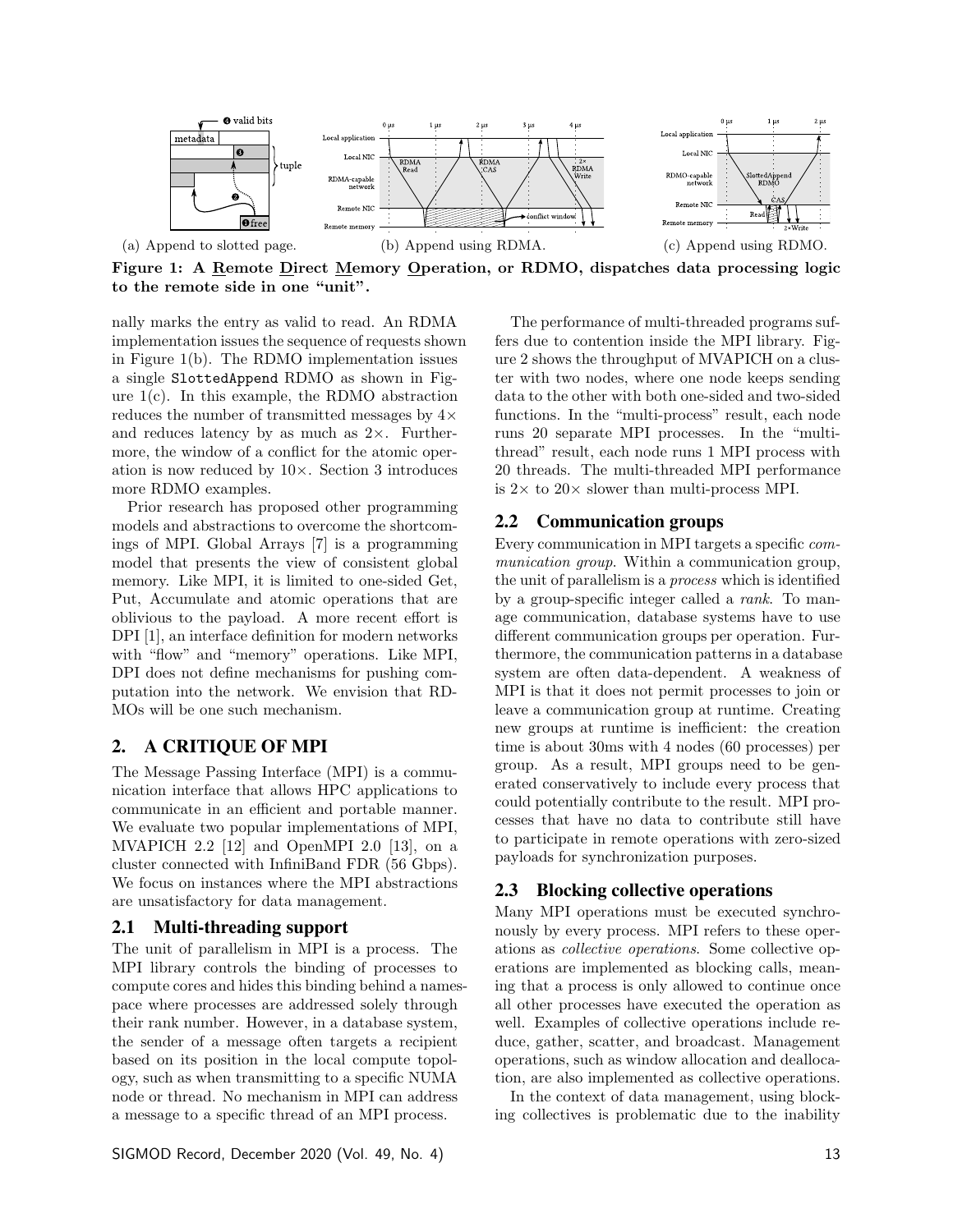(a) Append to slotted page. (b) Append using RDMA. (c) Append using RDMO.

**Figure 1: A Remote Direct Memory Operation, or RDMO, dispatches data processing logic to the remote side in one "unit".**

nally marks the entry as valid to read. An RDMA implementation issues the sequence of requests shown in Figure 1(b). The RDMO implementation issues a single `SlottedAppend` RDMO as shown in Figure 1(c). In this example, the RDMO abstraction reduces the number of transmitted messages by 4× and reduces latency by as much as 2×. Furthermore, the window of a conflict for the atomic operation is now reduced by 10×. Section 3 introduces more RDMO examples.

Prior research has proposed other programming models and abstractions to overcome the shortcomings of MPI. Global Arrays [7] is a programming model that presents the view of consistent global memory. Like MPI, it is limited to one-sided Get, Put, Accumulate and atomic operations that are oblivious to the payload. A more recent effort is DPI [1], an interface definition for modern networks with "flow" and "memory" operations. Like MPI, DPI does not define mechanisms for pushing computation into the network. We envision that RDMOs will be one such mechanism.

## 2. A CRITIQUE OF MPI

The Message Passing Interface (MPI) is a communication interface that allows HPC applications to communicate in an efficient and portable manner. We evaluate two popular implementations of MPI, MVAPICH 2.2 [12] and OpenMPI 2.0 [13], on a cluster connected with InfiniBand FDR (56 Gbps). We focus on instances where the MPI abstractions are unsatisfactory for data management.

### 2.1 Multi-threading support

The unit of parallelism in MPI is a process. The MPI library controls the binding of processes to compute cores and hides this binding behind a namespace where processes are addressed solely through their rank number. However, in a database system, the sender of a message often targets a recipient based on its position in the local compute topology, such as when transmitting to a specific NUMA node or thread. No mechanism in MPI can address a message to a specific thread of an MPI process.

The performance of multi-threaded programs suffers due to contention inside the MPI library. Figure 2 shows the throughput of MVAPICH on a cluster with two nodes, where one node keeps sending data to the other with both one-sided and two-sided functions. In the "multi-process" result, each node runs 20 separate MPI processes. In the "multi-thread" result, each node runs 1 MPI process with 20 threads. The multi-threaded MPI performance is 2× to 20× slower than multi-process MPI.

### 2.2 Communication groups

Every communication in MPI targets a specific *communication group*. Within a communication group, the unit of parallelism is a *process* which is identified by a group-specific integer called a *rank*. To manage communication, database systems have to use different communication groups per operation. Furthermore, the communication patterns in a database system are often data-dependent. A weakness of MPI is that it does not permit processes to join or leave a communication group at runtime. Creating new groups at runtime is inefficient: the creation time is about 30ms with 4 nodes (60 processes) per group. As a result, MPI groups need to be generated conservatively to include every process that could potentially contribute to the result. MPI processes that have no data to contribute still have to participate in remote operations with zero-sized payloads for synchronization purposes.

### 2.3 Blocking collective operations

Many MPI operations must be executed synchronously by every process. MPI refers to these operations as *collective operations*. Some collective operations are implemented as blocking calls, meaning that a process is only allowed to continue once all other processes have executed the operation as well. Examples of collective operations include reduce, gather, scatter, and broadcast. Management operations, such as window allocation and deallocation, are also implemented as collective operations.

In the context of data management, using blocking collectives is problematic due to the inability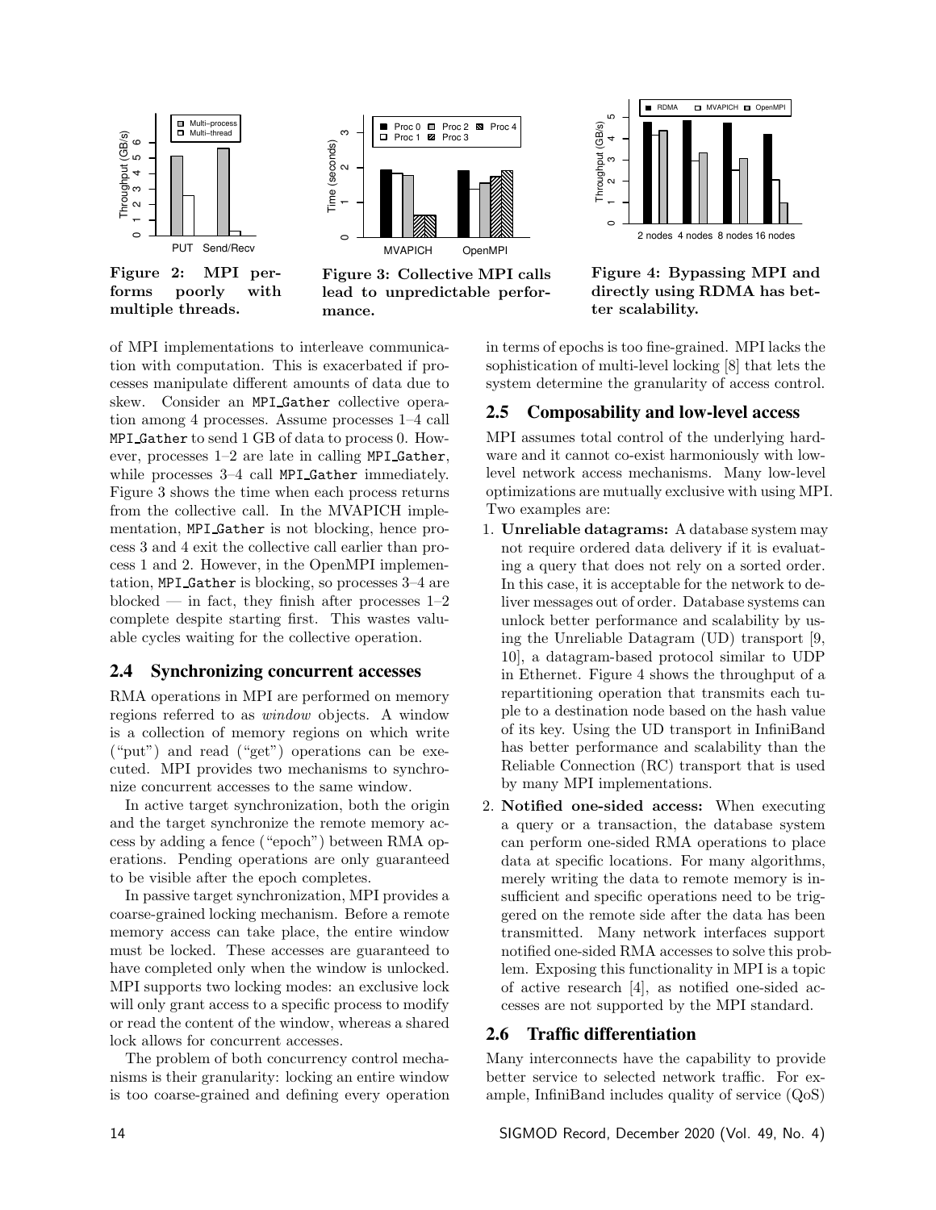Figure 2: MPI performs poorly with multiple threads.

Figure 3: Collective MPI calls lead to unpredictable performance.

Figure 4: Bypassing MPI and directly using RDMA has better scalability.

of MPI implementations to interleave communication with computation. This is exacerbated if processes manipulate different amounts of data due to skew. Consider an MPI_Gather collective operation among 4 processes. Assume processes 1–4 call MPI_Gather to send 1 GB of data to process 0. However, processes 1–2 are late in calling MPI_Gather, while processes 3–4 call MPI_Gather immediately. Figure 3 shows the time when each process returns from the collective call. In the MVAPICH implementation, MPI_Gather is not blocking, hence process 3 and 4 exit the collective call earlier than process 1 and 2. However, in the OpenMPI implementation, MPI_Gather is blocking, so processes 3–4 are blocked — in fact, they finish after processes 1–2 complete despite starting first. This wastes valuable cycles waiting for the collective operation.

## 2.4 Synchronizing concurrent accesses

RMA operations in MPI are performed on memory regions referred to as *window* objects. A window is a collection of memory regions on which write ("put") and read ("get") operations can be executed. MPI provides two mechanisms to synchronize concurrent accesses to the same window.

In active target synchronization, both the origin and the target synchronize the remote memory access by adding a fence ("epoch") between RMA operations. Pending operations are only guaranteed to be visible after the epoch completes.

In passive target synchronization, MPI provides a coarse-grained locking mechanism. Before a remote memory access can take place, the entire window must be locked. These accesses are guaranteed to have completed only when the window is unlocked. MPI supports two locking modes: an exclusive lock will only grant access to a specific process to modify or read the content of the window, whereas a shared lock allows for concurrent accesses.

The problem of both concurrency control mechanisms is their granularity: locking an entire window is too coarse-grained and defining every operation in terms of epochs is too fine-grained. MPI lacks the sophistication of multi-level locking [8] that lets the system determine the granularity of access control.

## 2.5 Composability and low-level access

MPI assumes total control of the underlying hardware and it cannot co-exist harmoniously with low-level network access mechanisms. Many low-level optimizations are mutually exclusive with using MPI. Two examples are:

1. **Unreliable datagrams:** A database system may not require ordered data delivery if it is evaluating a query that does not rely on a sorted order. In this case, it is acceptable for the network to deliver messages out of order. Database systems can unlock better performance and scalability by using the Unreliable Datagram (UD) transport [9, 10], a datagram-based protocol similar to UDP in Ethernet. Figure 4 shows the throughput of a repartitioning operation that transmits each tuple to a destination node based on the hash value of its key. Using the UD transport in InfiniBand has better performance and scalability than the Reliable Connection (RC) transport that is used by many MPI implementations.
2. **Notified one-sided access:** When executing a query or a transaction, the database system can perform one-sided RMA operations to place data at specific locations. For many algorithms, merely writing the data to remote memory is insufficient and specific operations need to be triggered on the remote side after the data has been transmitted. Many network interfaces support notified one-sided RMA accesses to solve this problem. Exposing this functionality in MPI is a topic of active research [4], as notified one-sided accesses are not supported by the MPI standard.

## 2.6 Traffic differentiation

Many interconnects have the capability to provide better service to selected network traffic. For example, InfiniBand includes quality of service (QoS)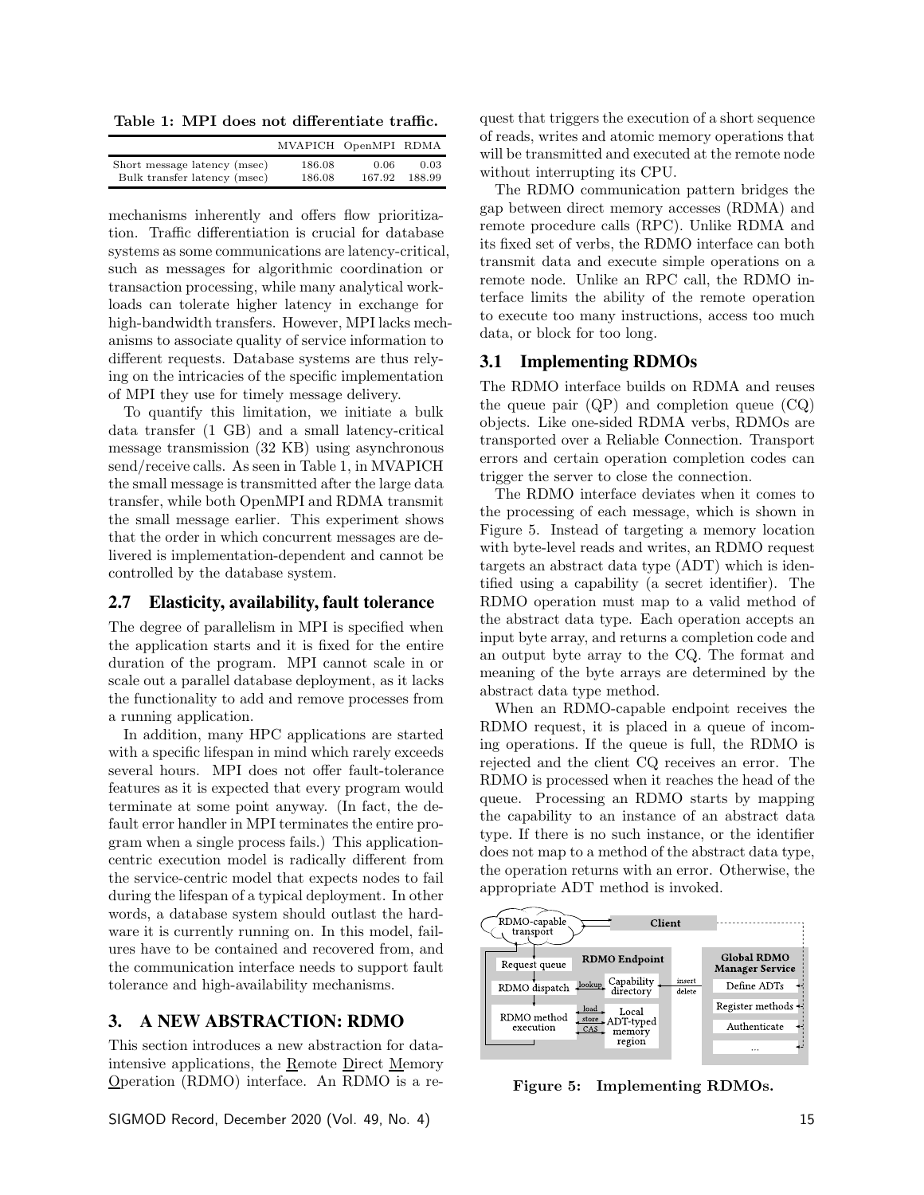**Table 1: MPI does not differentiate traffic.**

| | MVAPICH | OpenMPI | RDMA |
|---|---|---|---|
| Short message latency (msec) | 186.08 | 0.06 | 0.03 |
| Bulk transfer latency (msec) | 186.08 | 167.92 | 188.99 |

mechanisms inherently and offers flow prioritization. Traffic differentiation is crucial for database systems as some communications are latency-critical, such as messages for algorithmic coordination or transaction processing, while many analytical workloads can tolerate higher latency in exchange for high-bandwidth transfers. However, MPI lacks mechanisms to associate quality of service information to different requests. Database systems are thus relying on the intricacies of the specific implementation of MPI they use for timely message delivery.

To quantify this limitation, we initiate a bulk data transfer (1 GB) and a small latency-critical message transmission (32 KB) using asynchronous send/receive calls. As seen in Table 1, in MVAPICH the small message is transmitted after the large data transfer, while both OpenMPI and RDMA transmit the small message earlier. This experiment shows that the order in which concurrent messages are delivered is implementation-dependent and cannot be controlled by the database system.

## 2.7 Elasticity, availability, fault tolerance

The degree of parallelism in MPI is specified when the application starts and it is fixed for the entire duration of the program. MPI cannot scale in or scale out a parallel database deployment, as it lacks the functionality to add and remove processes from a running application.

In addition, many HPC applications are started with a specific lifespan in mind which rarely exceeds several hours. MPI does not offer fault-tolerance features as it is expected that every program would terminate at some point anyway. (In fact, the default error handler in MPI terminates the entire program when a single process fails.) This application-centric execution model is radically different from the service-centric model that expects nodes to fail during the lifespan of a typical deployment. In other words, a database system should outlast the hardware it is currently running on. In this model, failures have to be contained and recovered from, and the communication interface needs to support fault tolerance and high-availability mechanisms.

# 3. A NEW ABSTRACTION: RDMO

This section introduces a new abstraction for data-intensive applications, the Remote Direct Memory Operation (RDMO) interface. An RDMO is a request that triggers the execution of a short sequence of reads, writes and atomic memory operations that will be transmitted and executed at the remote node without interrupting its CPU.

The RDMO communication pattern bridges the gap between direct memory accesses (RDMA) and remote procedure calls (RPC). Unlike RDMA and its fixed set of verbs, the RDMO interface can both transmit data and execute simple operations on a remote node. Unlike an RPC call, the RDMO interface limits the ability of the remote operation to execute too many instructions, access too much data, or block for too long.

## 3.1 Implementing RDMOs

The RDMO interface builds on RDMA and reuses the queue pair (QP) and completion queue (CQ) objects. Like one-sided RDMA verbs, RDMOs are transported over a Reliable Connection. Transport errors and certain operation completion codes can trigger the server to close the connection.

The RDMO interface deviates when it comes to the processing of each message, which is shown in Figure 5. Instead of targeting a memory location with byte-level reads and writes, an RDMO request targets an abstract data type (ADT) which is identified using a capability (a secret identifier). The RDMO operation must map to a valid method of the abstract data type. Each operation accepts an input byte array, and returns a completion code and an output byte array to the CQ. The format and meaning of the byte arrays are determined by the abstract data type method.

When an RDMO-capable endpoint receives the RDMO request, it is placed in a queue of incoming operations. If the queue is full, the RDMO is rejected and the client CQ receives an error. The RDMO is processed when it reaches the head of the queue. Processing an RDMO starts by mapping the capability to an instance of an abstract data type. If there is no such instance, or the identifier does not map to a method of the abstract data type, the operation returns with an error. Otherwise, the appropriate ADT method is invoked.

**Figure 5: Implementing RDMOs.**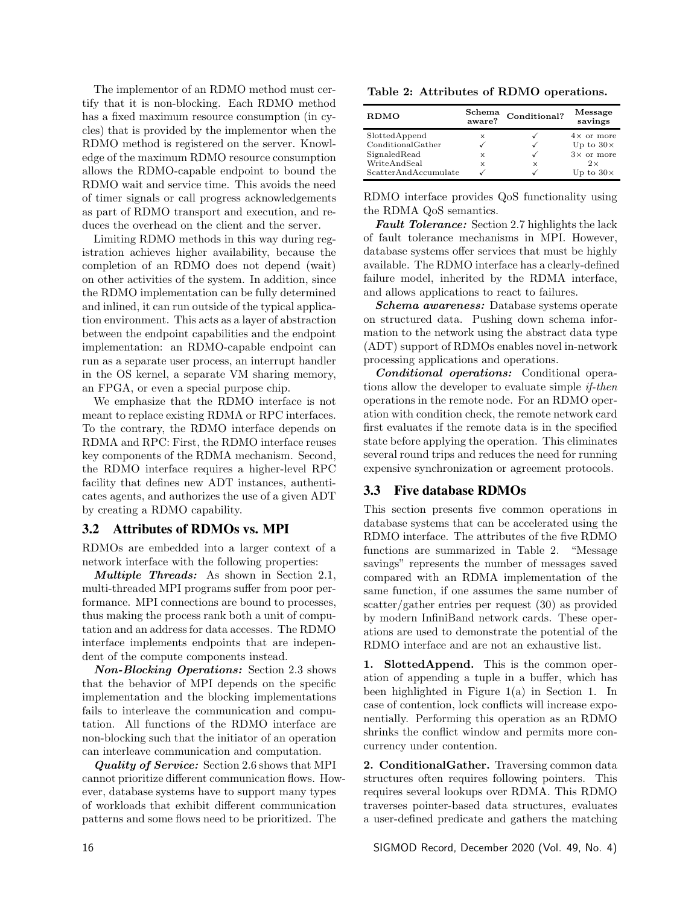The implementor of an RDMO method must certify that it is non-blocking. Each RDMO method has a fixed maximum resource consumption (in cycles) that is provided by the implementor when the RDMO method is registered on the server. Knowledge of the maximum RDMO resource consumption allows the RDMO-capable endpoint to bound the RDMO wait and service time. This avoids the need of timer signals or call progress acknowledgements as part of RDMO transport and execution, and reduces the overhead on the client and the server.

Limiting RDMO methods in this way during registration achieves higher availability, because the completion of an RDMO does not depend (wait) on other activities of the system. In addition, since the RDMO implementation can be fully determined and inlined, it can run outside of the typical application environment. This acts as a layer of abstraction between the endpoint capabilities and the endpoint implementation: an RDMO-capable endpoint can run as a separate user process, an interrupt handler in the OS kernel, a separate VM sharing memory, an FPGA, or even a special purpose chip.

We emphasize that the RDMO interface is not meant to replace existing RDMA or RPC interfaces. To the contrary, the RDMO interface depends on RDMA and RPC: First, the RDMO interface reuses key components of the RDMA mechanism. Second, the RDMO interface requires a higher-level RPC facility that defines new ADT instances, authenticates agents, and authorizes the use of a given ADT by creating a RDMO capability.

## 3.2 Attributes of RDMOs vs. MPI

RDMOs are embedded into a larger context of a network interface with the following properties:

***Multiple Threads:*** As shown in Section 2.1, multi-threaded MPI programs suffer from poor performance. MPI connections are bound to processes, thus making the process rank both a unit of computation and an address for data accesses. The RDMO interface implements endpoints that are independent of the compute components instead.

***Non-Blocking Operations:*** Section 2.3 shows that the behavior of MPI depends on the specific implementation and the blocking implementations fails to interleave the communication and computation. All functions of the RDMO interface are non-blocking such that the initiator of an operation can interleave communication and computation.

***Quality of Service:*** Section 2.6 shows that MPI cannot prioritize different communication flows. However, database systems have to support many types of workloads that exhibit different communication patterns and some flows need to be prioritized. The RDMO interface provides QoS functionality using the RDMA QoS semantics.

***Fault Tolerance:*** Section 2.7 highlights the lack of fault tolerance mechanisms in MPI. However, database systems offer services that must be highly available. The RDMO interface has a clearly-defined failure model, inherited by the RDMA interface, and allows applications to react to failures.

***Schema awareness:*** Database systems operate on structured data. Pushing down schema information to the network using the abstract data type (ADT) support of RDMOs enables novel in-network processing applications and operations.

***Conditional operations:*** Conditional operations allow the developer to evaluate simple *if-then* operations in the remote node. For an RDMO operation with condition check, the remote network card first evaluates if the remote data is in the specified state before applying the operation. This eliminates several round trips and reduces the need for running expensive synchronization or agreement protocols.

**Table 2: Attributes of RDMO operations.**

| RDMO | Schema aware? | Conditional? | Message savings |
|---|---|---|---|
| SlottedAppend | × | ✓ | 4× or more |
| ConditionalGather | ✓ | ✓ | Up to 30× |
| SignaledRead | × | ✓ | 3× or more |
| WriteAndSeal | × | × | 2× |
| ScatterAndAccumulate | ✓ | ✓ | Up to 30× |

## 3.3 Five database RDMOs

This section presents five common operations in database systems that can be accelerated using the RDMO interface. The attributes of the five RDMO functions are summarized in Table 2. "Message savings" represents the number of messages saved compared with an RDMA implementation of the same function, if one assumes the same number of scatter/gather entries per request (30) as provided by modern InfiniBand network cards. These operations are used to demonstrate the potential of the RDMO interface and are not an exhaustive list.

**1. SlottedAppend.** This is the common operation of appending a tuple in a buffer, which has been highlighted in Figure 1(a) in Section 1. In case of contention, lock conflicts will increase exponentially. Performing this operation as an RDMO shrinks the conflict window and permits more concurrency under contention.

**2. ConditionalGather.** Traversing common data structures often requires following pointers. This requires several lookups over RDMA. This RDMO traverses pointer-based data structures, evaluates a user-defined predicate and gathers the matching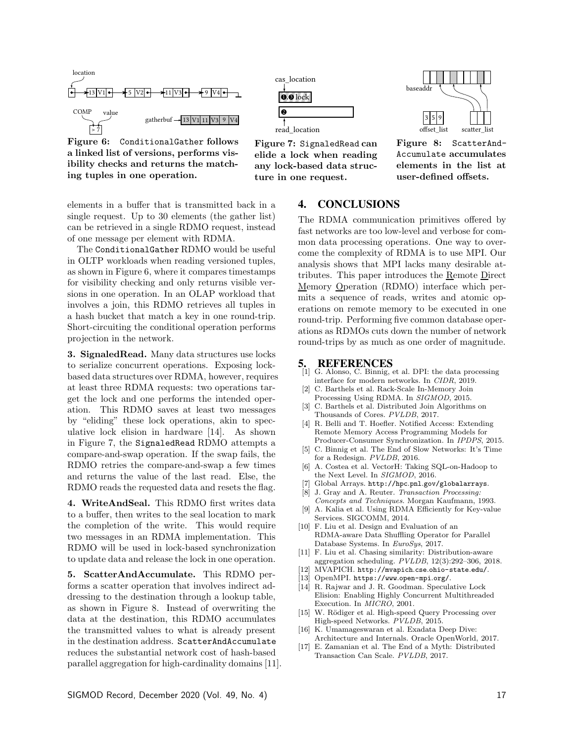location

13 V1 · 5 V2 · 11 V3 · 9 V4

COMP value

> 7

gatherbuf 13 V1 11 V3 9 V4

**Figure 6: ConditionalGather follows a linked list of versions, performs visibility checks and returns the matching tuples in one operation.**

cas_location

❶,❸ lock

❷

read_location

**Figure 7: SignaledRead can elide a lock when reading any lock-based data structure in one request.**

baseaddr

3 5 9

offset_list scatter_list

**Figure 8: ScatterAndAccumulate accumulates elements in the list at user-defined offsets.**

elements in a buffer that is transmitted back in a single request. Up to 30 elements (the gather list) can be retrieved in a single RDMO request, instead of one message per element with RDMA.

The ConditionalGather RDMO would be useful in OLTP workloads when reading versioned tuples, as shown in Figure 6, where it compares timestamps for visibility checking and only returns visible versions in one operation. In an OLAP workload that involves a join, this RDMO retrieves all tuples in a hash bucket that match a key in one round-trip. Short-circuiting the conditional operation performs projection in the network.

**3. SignaledRead.** Many data structures use locks to serialize concurrent operations. Exposing lock-based data structures over RDMA, however, requires at least three RDMA requests: two operations target the lock and one performs the intended operation. This RDMO saves at least two messages by "eliding" these lock operations, akin to speculative lock elision in hardware [14]. As shown in Figure 7, the SignaledRead RDMO attempts a compare-and-swap operation. If the swap fails, the RDMO retries the compare-and-swap a few times and returns the value of the last read. Else, the RDMO reads the requested data and resets the flag.

**4. WriteAndSeal.** This RDMO first writes data to a buffer, then writes to the seal location to mark the completion of the write. This would require two messages in an RDMA implementation. This RDMO will be used in lock-based synchronization to update data and release the lock in one operation.

**5. ScatterAndAccumulate.** This RDMO performs a scatter operation that involves indirect addressing to the destination through a lookup table, as shown in Figure 8. Instead of overwriting the data at the destination, this RDMO accumulates the transmitted values to what is already present in the destination address. ScatterAndAccumulate reduces the substantial network cost of hash-based parallel aggregation for high-cardinality domains [11].

## 4. CONCLUSIONS

The RDMA communication primitives offered by fast networks are too low-level and verbose for common data processing operations. One way to overcome the complexity of RDMA is to use MPI. Our analysis shows that MPI lacks many desirable attributes. This paper introduces the Remote Direct Memory Operation (RDMO) interface which permits a sequence of reads, writes and atomic operations on remote memory to be executed in one round-trip. Performing five common database operations as RDMOs cuts down the number of network round-trips by as much as one order of magnitude.

## 5. REFERENCES

[1] G. Alonso, C. Binnig, et al. DPI: the data processing interface for modern networks. In *CIDR*, 2019.

[2] C. Barthels et al. Rack-Scale In-Memory Join Processing Using RDMA. In *SIGMOD*, 2015.

[3] C. Barthels et al. Distributed Join Algorithms on Thousands of Cores. *PVLDB*, 2017.

[4] R. Belli and T. Hoefler. Notified Access: Extending Remote Memory Access Programming Models for Producer-Consumer Synchronization. In *IPDPS*, 2015.

[5] C. Binnig et al. The End of Slow Networks: It's Time for a Redesign. *PVLDB*, 2016.

[6] A. Costea et al. VectorH: Taking SQL-on-Hadoop to the Next Level. In *SIGMOD*, 2016.

[7] Global Arrays. http://hpc.pnl.gov/globalarrays.

[8] J. Gray and A. Reuter. *Transaction Processing: Concepts and Techniques*. Morgan Kaufmann, 1993.

[9] A. Kalia et al. Using RDMA Efficiently for Key-value Services. SIGCOMM, 2014.

[10] F. Liu et al. Design and Evaluation of an RDMA-aware Data Shuffling Operator for Parallel Database Systems. In *EuroSys*, 2017.

[11] F. Liu et al. Chasing similarity: Distribution-aware aggregation scheduling. *PVLDB*, 12(3):292–306, 2018.

[12] MVAPICH. http://mvapich.cse.ohio-state.edu/.

[13] OpenMPI. https://www.open-mpi.org/.

[14] R. Rajwar and J. R. Goodman. Speculative Lock Elision: Enabling Highly Concurrent Multithreaded Execution. In *MICRO*, 2001.

[15] W. Rödiger et al. High-speed Query Processing over High-speed Networks. *PVLDB*, 2015.

[16] K. Umamageswaran et al. Exadata Deep Dive: Architecture and Internals. Oracle OpenWorld, 2017.

[17] E. Zamanian et al. The End of a Myth: Distributed Transaction Can Scale. *PVLDB*, 2017.